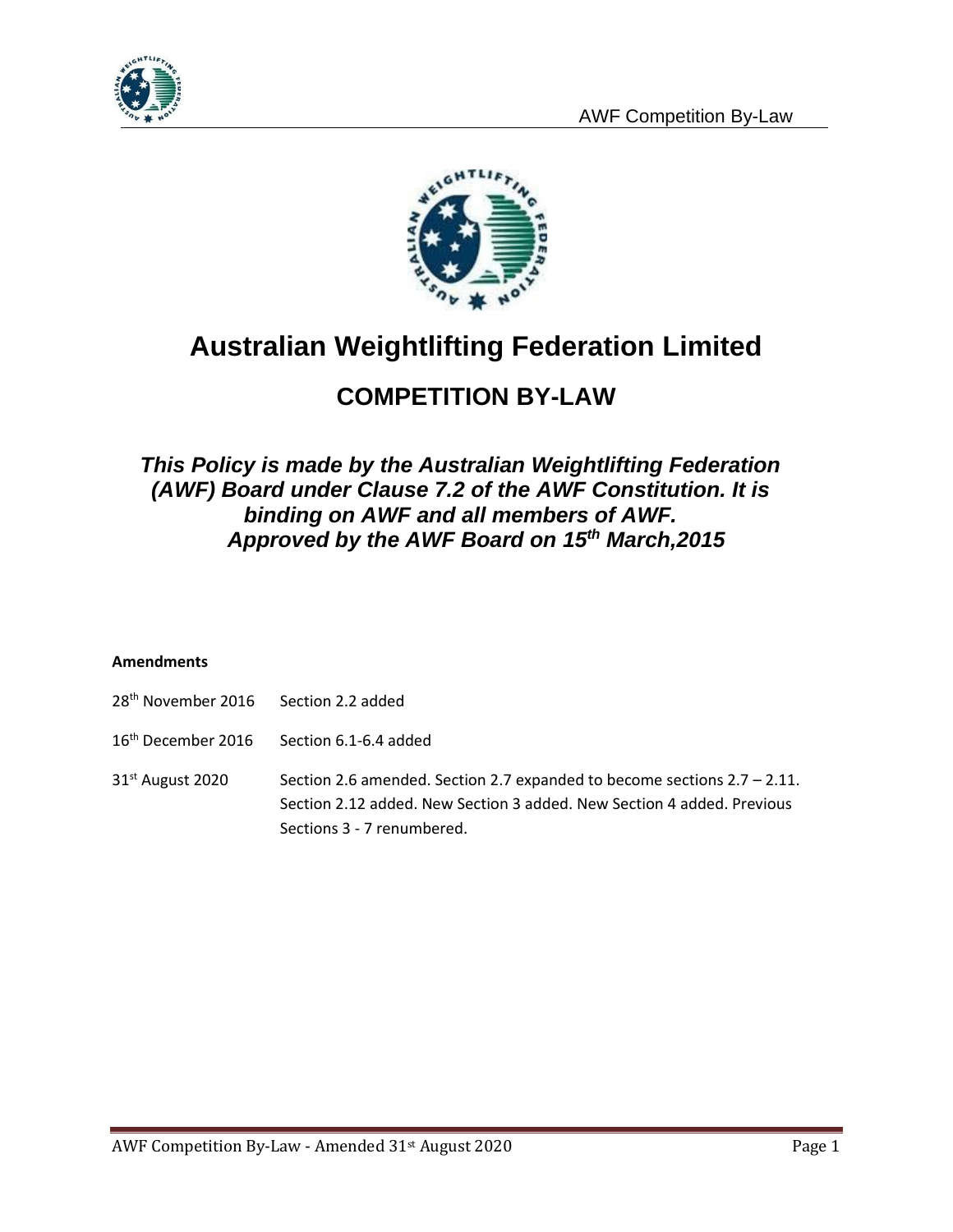# Australian Weightlifting Federation Limited

## COMPETITION BY-LAW

***This Policy is made by the Australian Weightlifting Federation (AWF) Board under Clause 7.2 of the AWF Constitution. It is binding on AWF and all members of AWF. Approved by the AWF Board on 15th March, 2015***

**Amendments**

| | |
|---|---|
| 28th November 2016 | Section 2.2 added |
| 16th December 2016 | Section 6.1-6.4 added |
| 31st August 2020 | Section 2.6 amended. Section 2.7 expanded to become sections 2.7 – 2.11. Section 2.12 added. New Section 3 added. New Section 4 added. Previous Sections 3 - 7 renumbered. |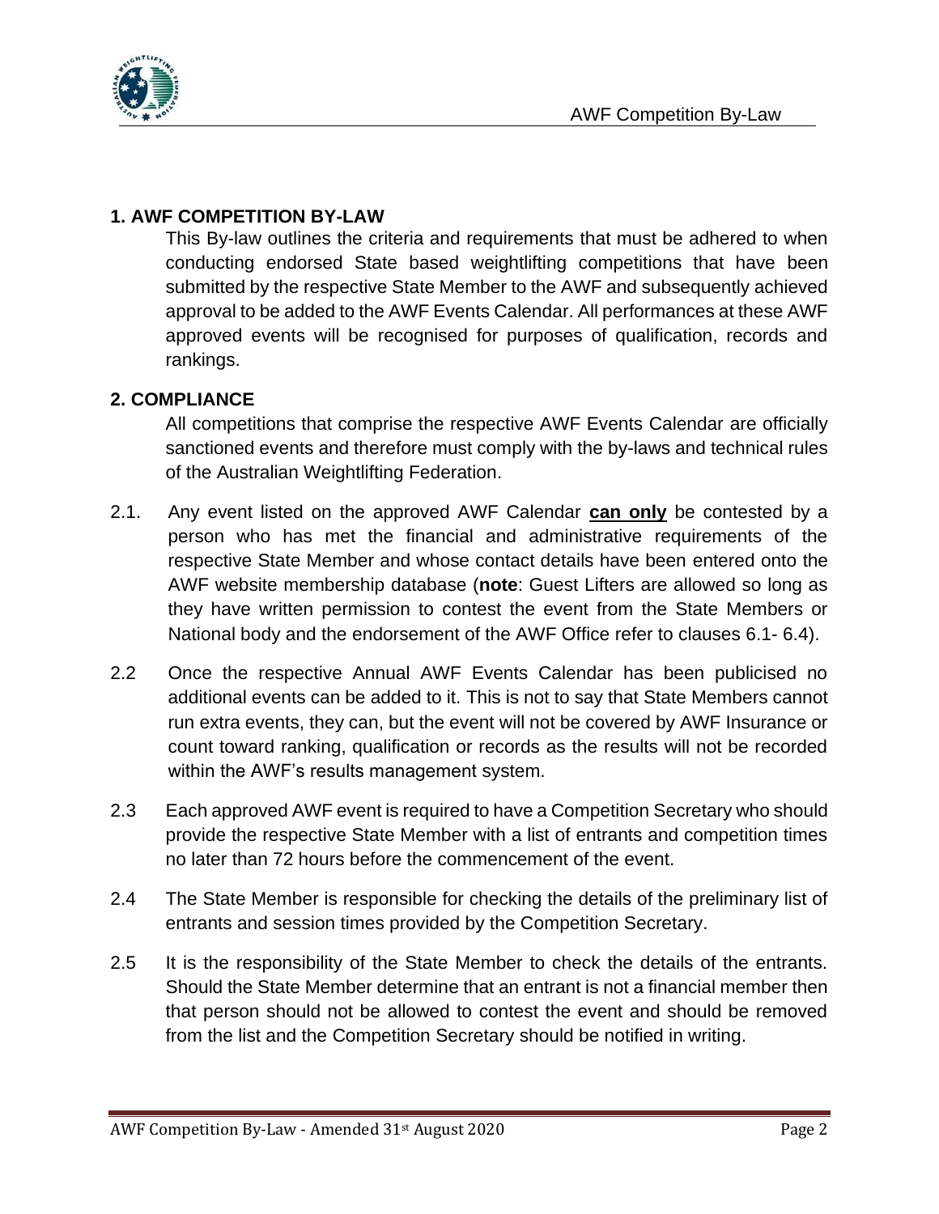## 1. AWF COMPETITION BY-LAW

This By-law outlines the criteria and requirements that must be adhered to when conducting endorsed State based weightlifting competitions that have been submitted by the respective State Member to the AWF and subsequently achieved approval to be added to the AWF Events Calendar. All performances at these AWF approved events will be recognised for purposes of qualification, records and rankings.

## 2. COMPLIANCE

All competitions that comprise the respective AWF Events Calendar are officially sanctioned events and therefore must comply with the by-laws and technical rules of the Australian Weightlifting Federation.

2.1. Any event listed on the approved AWF Calendar **can only** be contested by a person who has met the financial and administrative requirements of the respective State Member and whose contact details have been entered onto the AWF website membership database (**note**: Guest Lifters are allowed so long as they have written permission to contest the event from the State Members or National body and the endorsement of the AWF Office refer to clauses 6.1- 6.4).

2.2 Once the respective Annual AWF Events Calendar has been publicised no additional events can be added to it. This is not to say that State Members cannot run extra events, they can, but the event will not be covered by AWF Insurance or count toward ranking, qualification or records as the results will not be recorded within the AWF's results management system.

2.3 Each approved AWF event is required to have a Competition Secretary who should provide the respective State Member with a list of entrants and competition times no later than 72 hours before the commencement of the event.

2.4 The State Member is responsible for checking the details of the preliminary list of entrants and session times provided by the Competition Secretary.

2.5 It is the responsibility of the State Member to check the details of the entrants. Should the State Member determine that an entrant is not a financial member then that person should not be allowed to contest the event and should be removed from the list and the Competition Secretary should be notified in writing.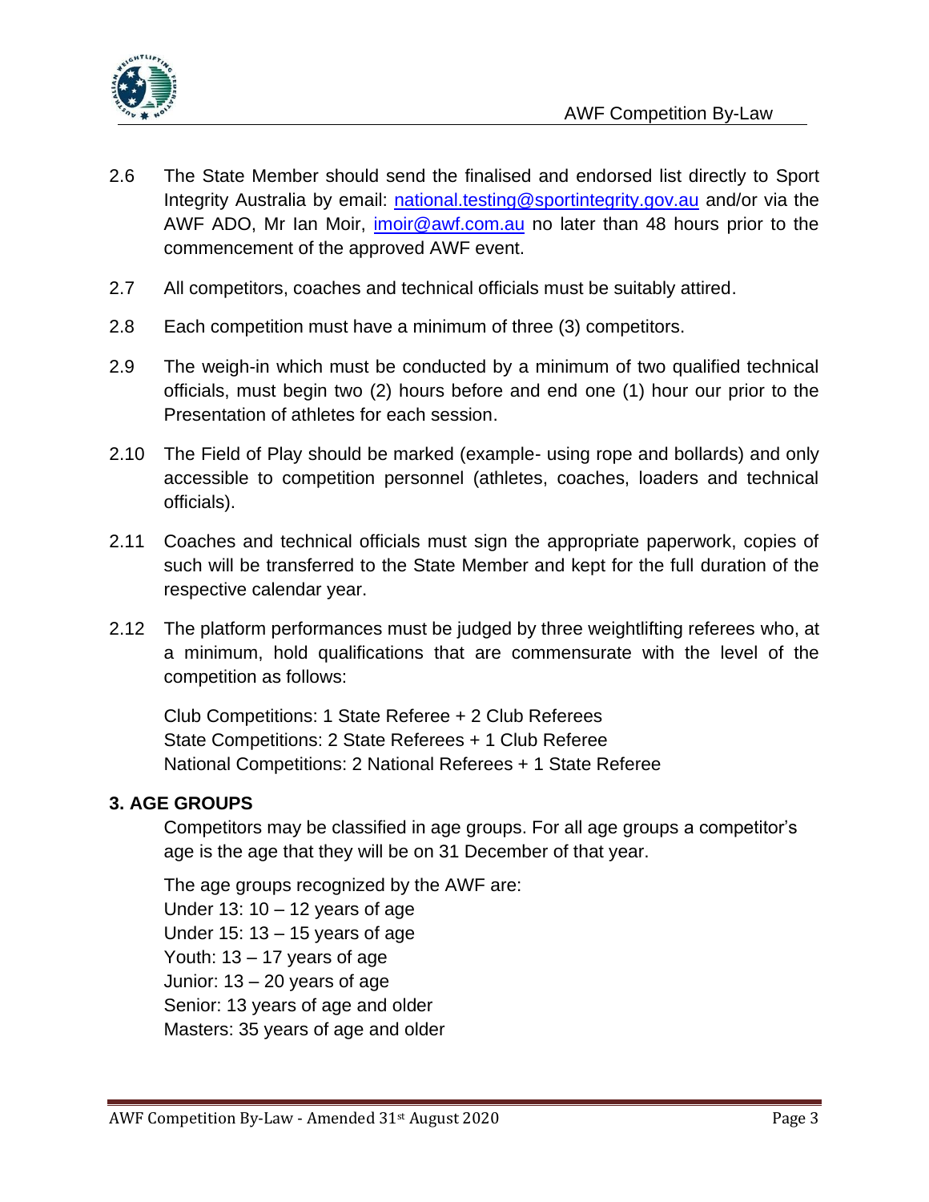2.6 The State Member should send the finalised and endorsed list directly to Sport Integrity Australia by email: national.testing@sportintegrity.gov.au and/or via the AWF ADO, Mr Ian Moir, imoir@awf.com.au no later than 48 hours prior to the commencement of the approved AWF event.

2.7 All competitors, coaches and technical officials must be suitably attired.

2.8 Each competition must have a minimum of three (3) competitors.

2.9 The weigh-in which must be conducted by a minimum of two qualified technical officials, must begin two (2) hours before and end one (1) hour our prior to the Presentation of athletes for each session.

2.10 The Field of Play should be marked (example- using rope and bollards) and only accessible to competition personnel (athletes, coaches, loaders and technical officials).

2.11 Coaches and technical officials must sign the appropriate paperwork, copies of such will be transferred to the State Member and kept for the full duration of the respective calendar year.

2.12 The platform performances must be judged by three weightlifting referees who, at a minimum, hold qualifications that are commensurate with the level of the competition as follows:

Club Competitions: 1 State Referee + 2 Club Referees
State Competitions: 2 State Referees + 1 Club Referee
National Competitions: 2 National Referees + 1 State Referee

## 3. AGE GROUPS

Competitors may be classified in age groups. For all age groups a competitor's age is the age that they will be on 31 December of that year.

The age groups recognized by the AWF are:
Under 13: 10 – 12 years of age
Under 15: 13 – 15 years of age
Youth: 13 – 17 years of age
Junior: 13 – 20 years of age
Senior: 13 years of age and older
Masters: 35 years of age and older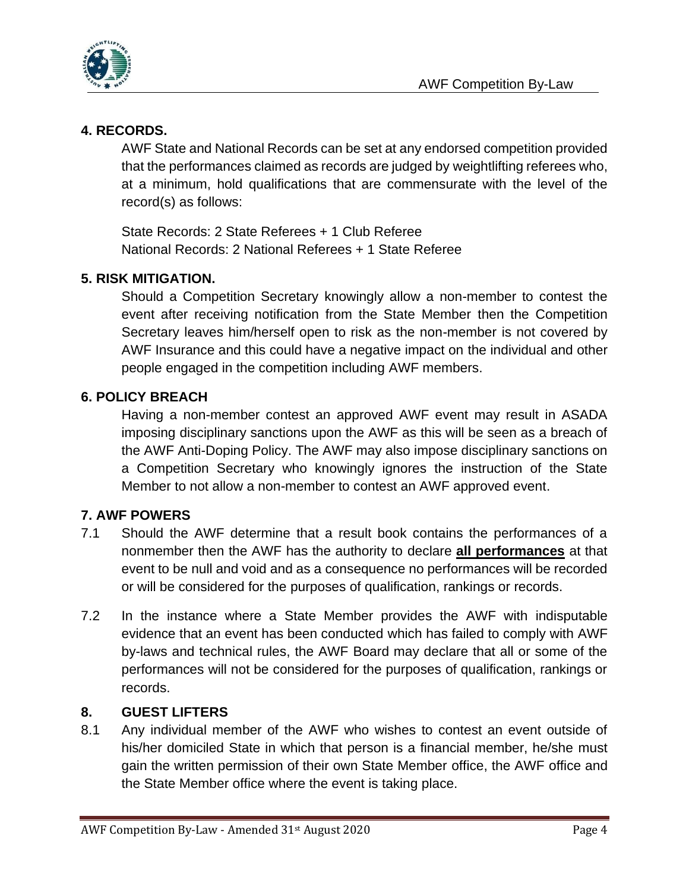## 4. RECORDS.

AWF State and National Records can be set at any endorsed competition provided that the performances claimed as records are judged by weightlifting referees who, at a minimum, hold qualifications that are commensurate with the level of the record(s) as follows:

State Records: 2 State Referees + 1 Club Referee
National Records: 2 National Referees + 1 State Referee

## 5. RISK MITIGATION.

Should a Competition Secretary knowingly allow a non-member to contest the event after receiving notification from the State Member then the Competition Secretary leaves him/herself open to risk as the non-member is not covered by AWF Insurance and this could have a negative impact on the individual and other people engaged in the competition including AWF members.

## 6. POLICY BREACH

Having a non-member contest an approved AWF event may result in ASADA imposing disciplinary sanctions upon the AWF as this will be seen as a breach of the AWF Anti-Doping Policy. The AWF may also impose disciplinary sanctions on a Competition Secretary who knowingly ignores the instruction of the State Member to not allow a non-member to contest an AWF approved event.

## 7. AWF POWERS

7.1 Should the AWF determine that a result book contains the performances of a nonmember then the AWF has the authority to declare <u>**all performances**</u> at that event to be null and void and as a consequence no performances will be recorded or will be considered for the purposes of qualification, rankings or records.

7.2 In the instance where a State Member provides the AWF with indisputable evidence that an event has been conducted which has failed to comply with AWF by-laws and technical rules, the AWF Board may declare that all or some of the performances will not be considered for the purposes of qualification, rankings or records.

## 8. GUEST LIFTERS

8.1 Any individual member of the AWF who wishes to contest an event outside of his/her domiciled State in which that person is a financial member, he/she must gain the written permission of their own State Member office, the AWF office and the State Member office where the event is taking place.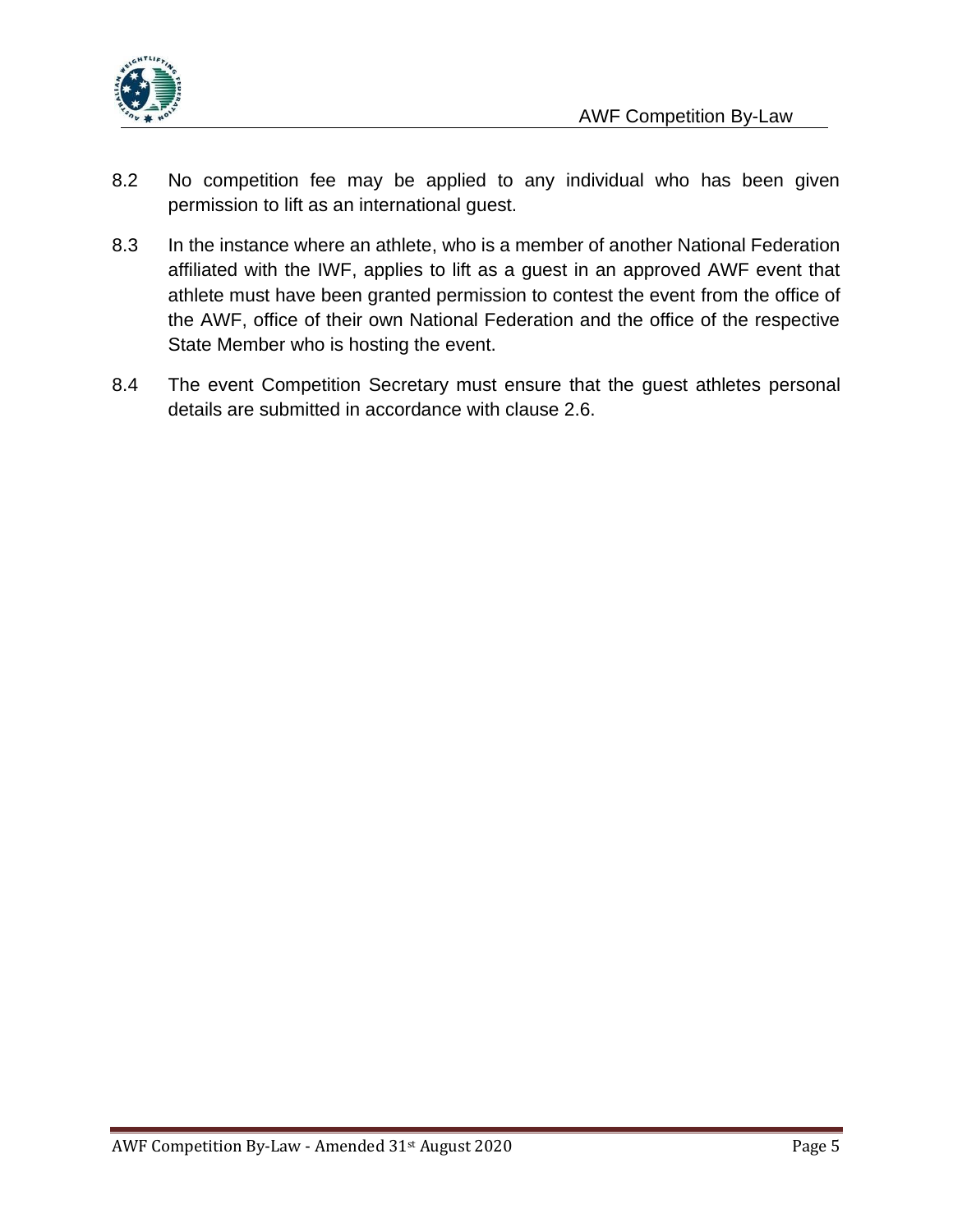8.2 No competition fee may be applied to any individual who has been given permission to lift as an international guest.

8.3 In the instance where an athlete, who is a member of another National Federation affiliated with the IWF, applies to lift as a guest in an approved AWF event that athlete must have been granted permission to contest the event from the office of the AWF, office of their own National Federation and the office of the respective State Member who is hosting the event.

8.4 The event Competition Secretary must ensure that the guest athletes personal details are submitted in accordance with clause 2.6.